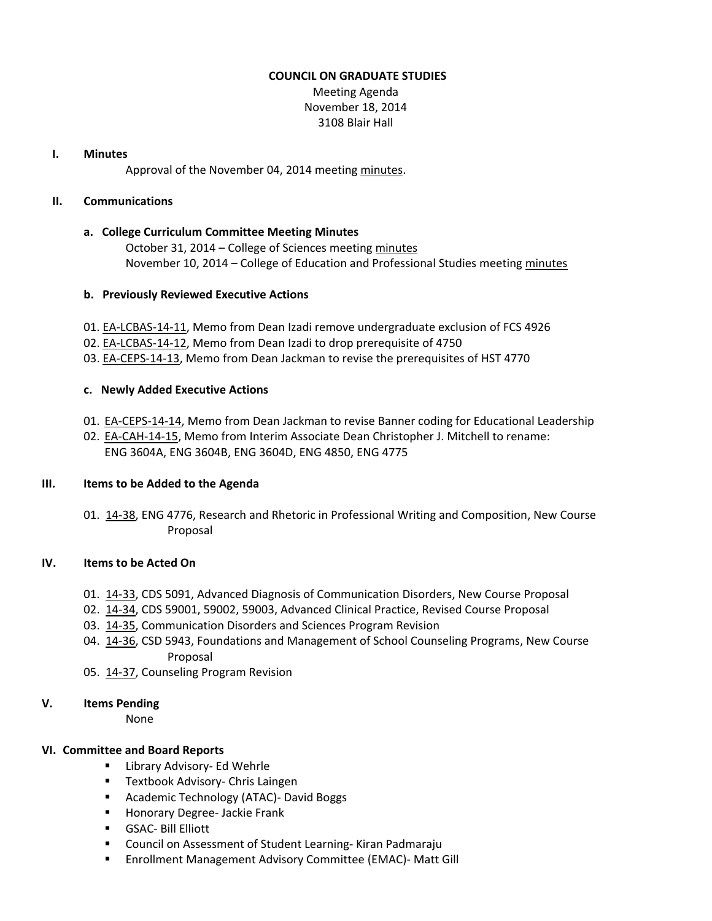# COUNCIL ON GRADUATE STUDIES

Meeting Agenda
November 18, 2014
3108 Blair Hall

## I. Minutes

Approval of the November 04, 2014 meeting minutes.

## II. Communications

### a. College Curriculum Committee Meeting Minutes

October 31, 2014 – College of Sciences meeting minutes
November 10, 2014 – College of Education and Professional Studies meeting minutes

### b. Previously Reviewed Executive Actions

01. EA-LCBAS-14-11, Memo from Dean Izadi remove undergraduate exclusion of FCS 4926
02. EA-LCBAS-14-12, Memo from Dean Izadi to drop prerequisite of 4750
03. EA-CEPS-14-13, Memo from Dean Jackman to revise the prerequisites of HST 4770

### c. Newly Added Executive Actions

01. EA-CEPS-14-14, Memo from Dean Jackman to revise Banner coding for Educational Leadership
02. EA-CAH-14-15, Memo from Interim Associate Dean Christopher J. Mitchell to rename: ENG 3604A, ENG 3604B, ENG 3604D, ENG 4850, ENG 4775

## III. Items to be Added to the Agenda

01. 14-38, ENG 4776, Research and Rhetoric in Professional Writing and Composition, New Course Proposal

## IV. Items to be Acted On

01. 14-33, CDS 5091, Advanced Diagnosis of Communication Disorders, New Course Proposal
02. 14-34, CDS 59001, 59002, 59003, Advanced Clinical Practice, Revised Course Proposal
03. 14-35, Communication Disorders and Sciences Program Revision
04. 14-36, CSD 5943, Foundations and Management of School Counseling Programs, New Course Proposal
05. 14-37, Counseling Program Revision

## V. Items Pending

None

## VI. Committee and Board Reports

- Library Advisory- Ed Wehrle
- Textbook Advisory- Chris Laingen
- Academic Technology (ATAC)- David Boggs
- Honorary Degree- Jackie Frank
- GSAC- Bill Elliott
- Council on Assessment of Student Learning- Kiran Padmaraju
- Enrollment Management Advisory Committee (EMAC)- Matt Gill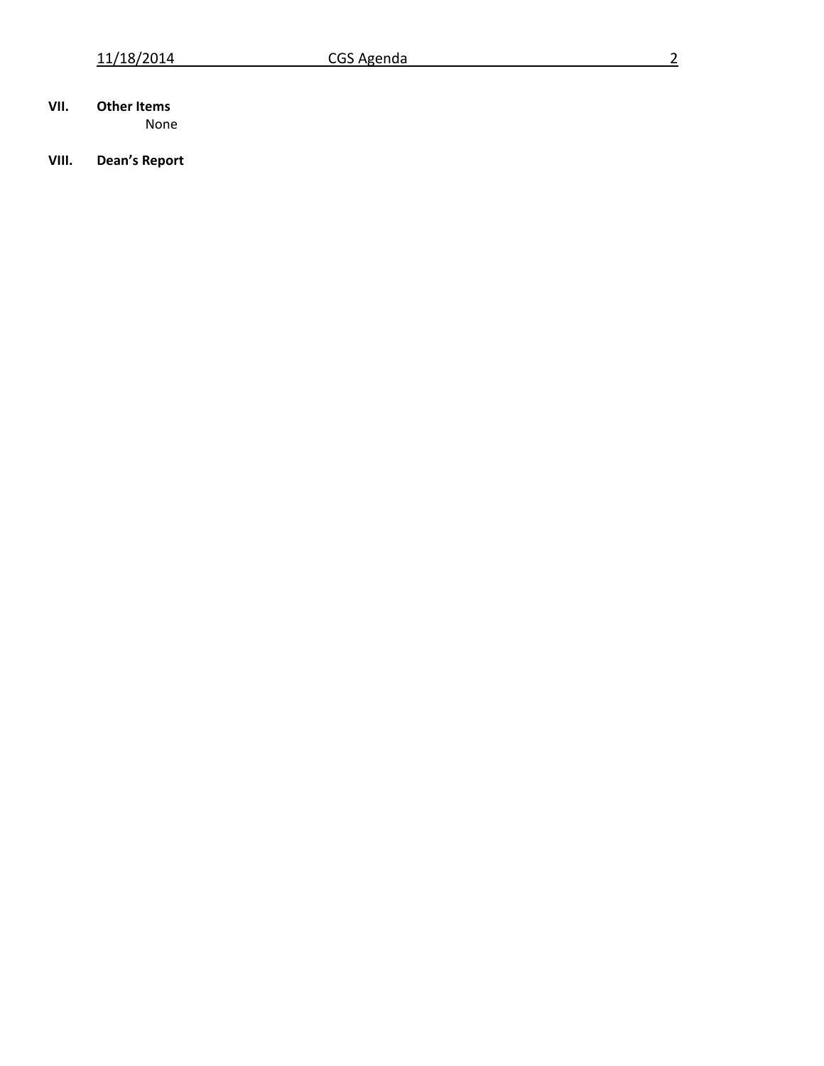**VII. Other Items**

None

**VIII. Dean's Report**